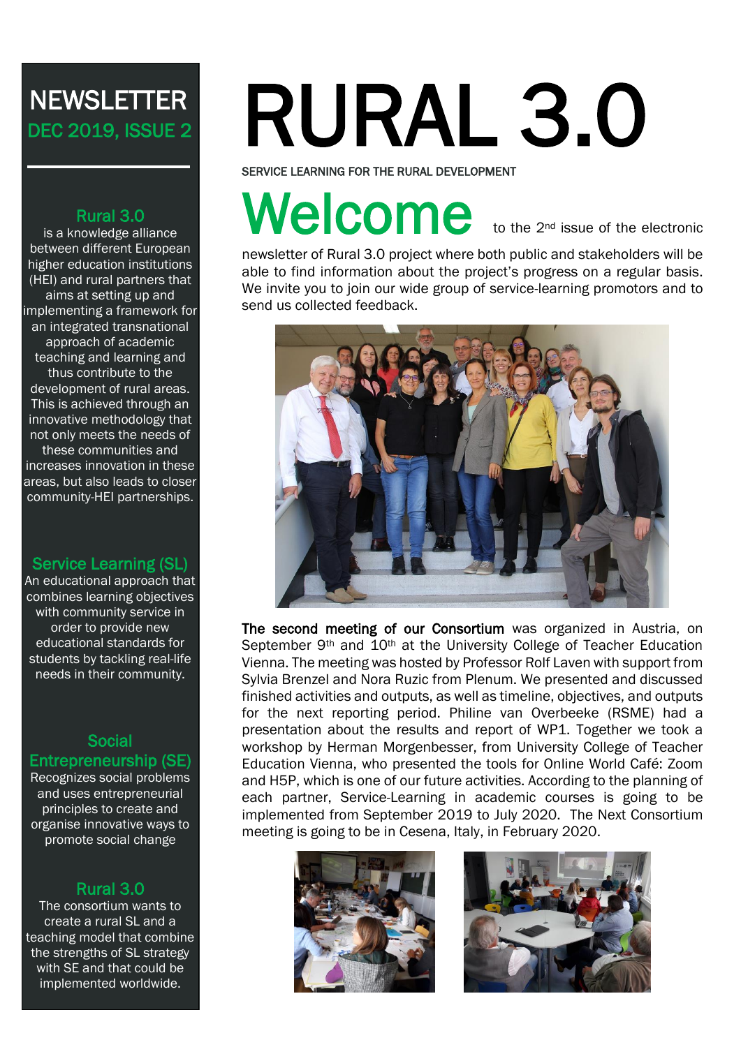# RURAL 3.0

SERVICE LEARNING FOR THE RURAL DEVELOPMENT

## NEWSLETTER
### DEC 2019, ISSUE 2

### Rural 3.0

is a knowledge alliance between different European higher education institutions (HEI) and rural partners that aims at setting up and implementing a framework for an integrated transnational approach of academic teaching and learning and thus contribute to the development of rural areas. This is achieved through an innovative methodology that not only meets the needs of these communities and increases innovation in these areas, but also leads to closer community-HEI partnerships.

### Service Learning (SL)

An educational approach that combines learning objectives with community service in order to provide new educational standards for students by tackling real-life needs in their community.

### Social Entrepreneurship (SE)

Recognizes social problems and uses entrepreneurial principles to create and organise innovative ways to promote social change

### Rural 3.0

The consortium wants to create a rural SL and a teaching model that combine the strengths of SL strategy with SE and that could be implemented worldwide.

## Welcome

to the 2nd issue of the electronic newsletter of Rural 3.0 project where both public and stakeholders will be able to find information about the project's progress on a regular basis. We invite you to join our wide group of service-learning promotors and to send us collected feedback.

**The second meeting of our Consortium** was organized in Austria, on September 9th and 10th at the University College of Teacher Education Vienna. The meeting was hosted by Professor Rolf Laven with support from Sylvia Brenzel and Nora Ruzic from Plenum. We presented and discussed finished activities and outputs, as well as timeline, objectives, and outputs for the next reporting period. Philine van Overbeeke (RSME) had a presentation about the results and report of WP1. Together we took a workshop by Herman Morgenbesser, from University College of Teacher Education Vienna, who presented the tools for Online World Café: Zoom and H5P, which is one of our future activities. According to the planning of each partner, Service-Learning in academic courses is going to be implemented from September 2019 to July 2020. The Next Consortium meeting is going to be in Cesena, Italy, in February 2020.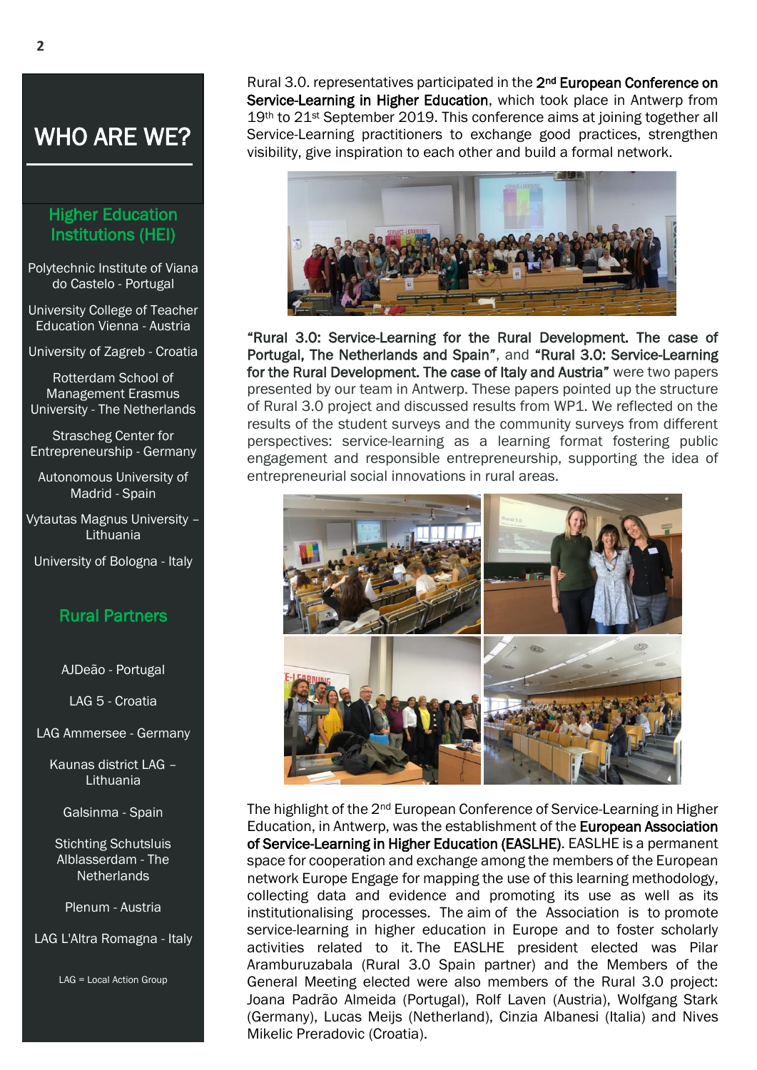# WHO ARE WE?

## Higher Education Institutions (HEI)

Polytechnic Institute of Viana do Castelo - Portugal

University College of Teacher Education Vienna - Austria

University of Zagreb - Croatia

Rotterdam School of Management Erasmus University - The Netherlands

Strascheg Center for Entrepreneurship - Germany

Autonomous University of Madrid - Spain

Vytautas Magnus University – Lithuania

University of Bologna - Italy

## Rural Partners

AJDeão - Portugal

LAG 5 - Croatia

LAG Ammersee - Germany

Kaunas district LAG – Lithuania

Galsinma - Spain

Stichting Schutsluis Alblasserdam - The Netherlands

Plenum - Austria

LAG L'Altra Romagna - Italy

LAG = Local Action Group

Rural 3.0. representatives participated in the 2nd **European Conference on Service-Learning in Higher Education**, which took place in Antwerp from 19th to 21st September 2019. This conference aims at joining together all Service-Learning practitioners to exchange good practices, strengthen visibility, give inspiration to each other and build a formal network.

**"Rural 3.0: Service-Learning for the Rural Development. The case of Portugal, The Netherlands and Spain"**, and **"Rural 3.0: Service-Learning for the Rural Development. The case of Italy and Austria"** were two papers presented by our team in Antwerp. These papers pointed up the structure of Rural 3.0 project and discussed results from WP1. We reflected on the results of the student surveys and the community surveys from different perspectives: service-learning as a learning format fostering public engagement and responsible entrepreneurship, supporting the idea of entrepreneurial social innovations in rural areas.

The highlight of the 2nd European Conference of Service-Learning in Higher Education, in Antwerp, was the establishment of the **European Association of Service-Learning in Higher Education (EASLHE)**. EASLHE is a permanent space for cooperation and exchange among the members of the European network Europe Engage for mapping the use of this learning methodology, collecting data and evidence and promoting its use as well as its institutionalising processes. The aim of the Association is to promote service-learning in higher education in Europe and to foster scholarly activities related to it. The EASLHE president elected was Pilar Aramburuzabala (Rural 3.0 Spain partner) and the Members of the General Meeting elected were also members of the Rural 3.0 project: Joana Padrão Almeida (Portugal), Rolf Laven (Austria), Wolfgang Stark (Germany), Lucas Meijs (Netherland), Cinzia Albanesi (Italia) and Nives Mikelic Preradovic (Croatia).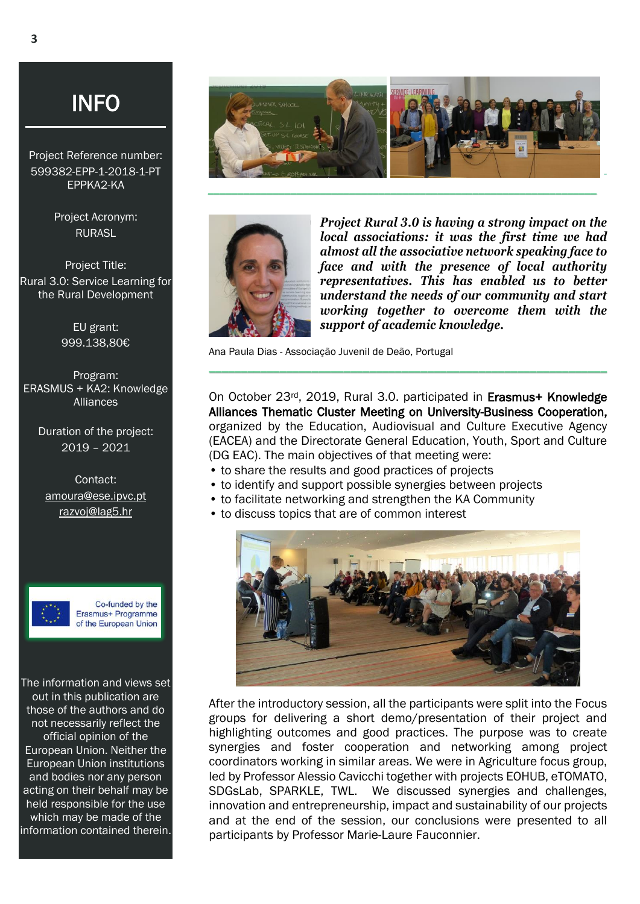# INFO

Project Reference number:
599382-EPP-1-2018-1-PT EPPKA2-KA

Project Acronym:
RURASL

Project Title:
Rural 3.0: Service Learning for the Rural Development

EU grant:
999.138,80€

Program:
ERASMUS + KA2: Knowledge Alliances

Duration of the project:
2019 – 2021

Contact:
amoura@ese.ipvc.pt
razvoj@lag5.hr

Co-funded by the Erasmus+ Programme of the European Union

The information and views set out in this publication are those of the authors and do not necessarily reflect the official opinion of the European Union. Neither the European Union institutions and bodies nor any person acting on their behalf may be held responsible for the use which may be made of the information contained therein.

***Project Rural 3.0 is having a strong impact on the local associations: it was the first time we had almost all the associative network speaking face to face and with the presence of local authority representatives. This has enabled us to better understand the needs of our community and start working together to overcome them with the support of academic knowledge.***

Ana Paula Dias - Associação Juvenil de Deão, Portugal

On October 23rd, 2019, Rural 3.0. participated in **Erasmus+ Knowledge Alliances Thematic Cluster Meeting on University-Business Cooperation,** organized by the Education, Audiovisual and Culture Executive Agency (EACEA) and the Directorate General Education, Youth, Sport and Culture (DG EAC). The main objectives of that meeting were:

- to share the results and good practices of projects
- to identify and support possible synergies between projects
- to facilitate networking and strengthen the KA Community
- to discuss topics that are of common interest

After the introductory session, all the participants were split into the Focus groups for delivering a short demo/presentation of their project and highlighting outcomes and good practices. The purpose was to create synergies and foster cooperation and networking among project coordinators working in similar areas. We were in Agriculture focus group, led by Professor Alessio Cavicchi together with projects EOHUB, eTOMATO, SDGsLab, SPARKLE, TWL. We discussed synergies and challenges, innovation and entrepreneurship, impact and sustainability of our projects and at the end of the session, our conclusions were presented to all participants by Professor Marie-Laure Fauconnier.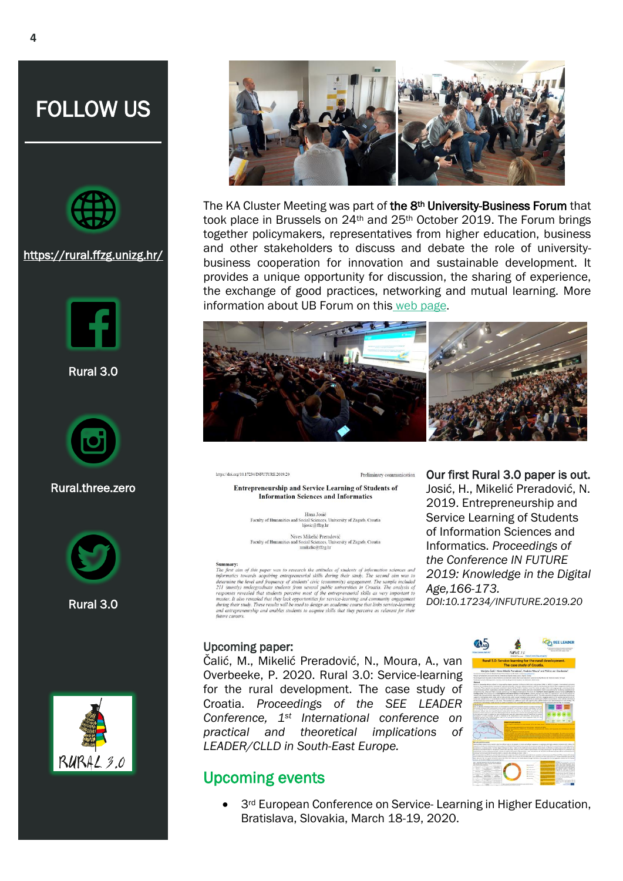## FOLLOW US

https://rural.ffzg.unizg.hr/

Rural 3.0

Rural.three.zero

Rural 3.0

The KA Cluster Meeting was part of **the 8th University-Business Forum** that took place in Brussels on 24th and 25th October 2019. The Forum brings together policymakers, representatives from higher education, business and other stakeholders to discuss and debate the role of university-business cooperation for innovation and sustainable development. It provides a unique opportunity for discussion, the sharing of experience, the exchange of good practices, networking and mutual learning. More information about UB Forum on this web page.

**Our first Rural 3.0 paper is out.** Josić, H., Mikelić Preradović, N. 2019. Entrepreneurship and Service Learning of Students of Information Sciences and Informatics. *Proceedings of the Conference IN FUTURE 2019: Knowledge in the Digital Age,166-173. DOI:10.17234/INFUTURE.2019.20*

**Upcoming paper:**
Čalić, M., Mikelić Preradović, N., Moura, A., van Overbeeke, P. 2020. Rural 3.0: Service-learning for the rural development. The case study of Croatia. *Proceedings of the SEE LEADER Conference, 1st International conference on practical and theoretical implications of LEADER/CLLD in South-East Europe.*

## Upcoming events

- 3rd European Conference on Service- Learning in Higher Education, Bratislava, Slovakia, March 18-19, 2020.